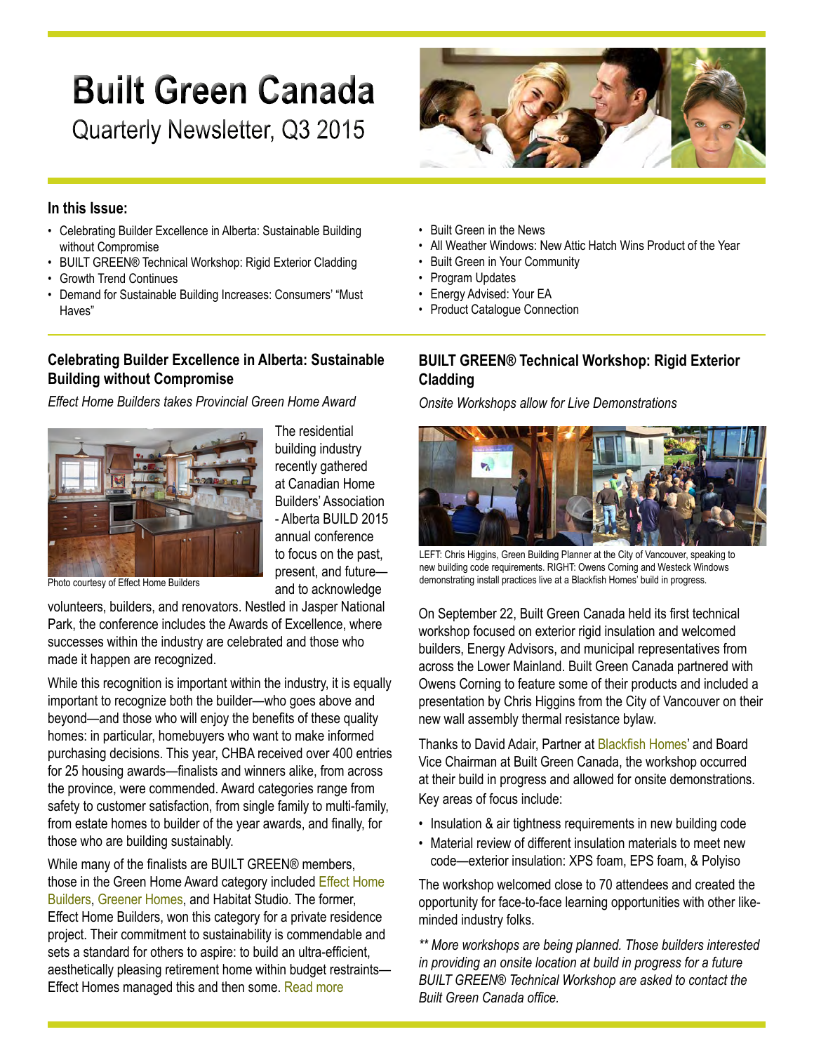# Built Green Canada

Quarterly Newsletter, Q3 2015

### In this Issue:

- Celebrating Builder Excellence in Alberta: Sustainable Building without Compromise
- BUILT GREEN® Technical Workshop: Rigid Exterior Cladding
- Growth Trend Continues
- Demand for Sustainable Building Increases: Consumers' "Must Haves"
- Built Green in the News
- All Weather Windows: New Attic Hatch Wins Product of the Year
- Built Green in Your Community
- Program Updates
- Energy Advised: Your EA
- Product Catalogue Connection

## Celebrating Builder Excellence in Alberta: Sustainable Building without Compromise

*Effect Home Builders takes Provincial Green Home Award*

Photo courtesy of Effect Home Builders

The residential building industry recently gathered at Canadian Home Builders' Association - Alberta BUILD 2015 annual conference to focus on the past, present, and future—and to acknowledge volunteers, builders, and renovators. Nestled in Jasper National Park, the conference includes the Awards of Excellence, where successes within the industry are celebrated and those who made it happen are recognized.

While this recognition is important within the industry, it is equally important to recognize both the builder—who goes above and beyond—and those who will enjoy the benefits of these quality homes: in particular, homebuyers who want to make informed purchasing decisions. This year, CHBA received over 400 entries for 25 housing awards—finalists and winners alike, from across the province, were commended. Award categories range from safety to customer satisfaction, from single family to multi-family, from estate homes to builder of the year awards, and finally, for those who are building sustainably.

While many of the finalists are BUILT GREEN® members, those in the Green Home Award category included Effect Home Builders, Greener Homes, and Habitat Studio. The former, Effect Home Builders, won this category for a private residence project. Their commitment to sustainability is commendable and sets a standard for others to aspire: to build an ultra-efficient, aesthetically pleasing retirement home within budget restraints—Effect Homes managed this and then some. Read more

## BUILT GREEN® Technical Workshop: Rigid Exterior Cladding

*Onsite Workshops allow for Live Demonstrations*

LEFT: Chris Higgins, Green Building Planner at the City of Vancouver, speaking to new building code requirements. RIGHT: Owens Corning and Westeck Windows demonstrating install practices live at a Blackfish Homes' build in progress.

On September 22, Built Green Canada held its first technical workshop focused on exterior rigid insulation and welcomed builders, Energy Advisors, and municipal representatives from across the Lower Mainland. Built Green Canada partnered with Owens Corning to feature some of their products and included a presentation by Chris Higgins from the City of Vancouver on their new wall assembly thermal resistance bylaw.

Thanks to David Adair, Partner at Blackfish Homes' and Board Vice Chairman at Built Green Canada, the workshop occurred at their build in progress and allowed for onsite demonstrations. Key areas of focus include:

- Insulation & air tightness requirements in new building code
- Material review of different insulation materials to meet new code—exterior insulation: XPS foam, EPS foam, & Polyiso

The workshop welcomed close to 70 attendees and created the opportunity for face-to-face learning opportunities with other like-minded industry folks.

*** More workshops are being planned. Those builders interested in providing an onsite location at build in progress for a future BUILT GREEN® Technical Workshop are asked to contact the Built Green Canada office.*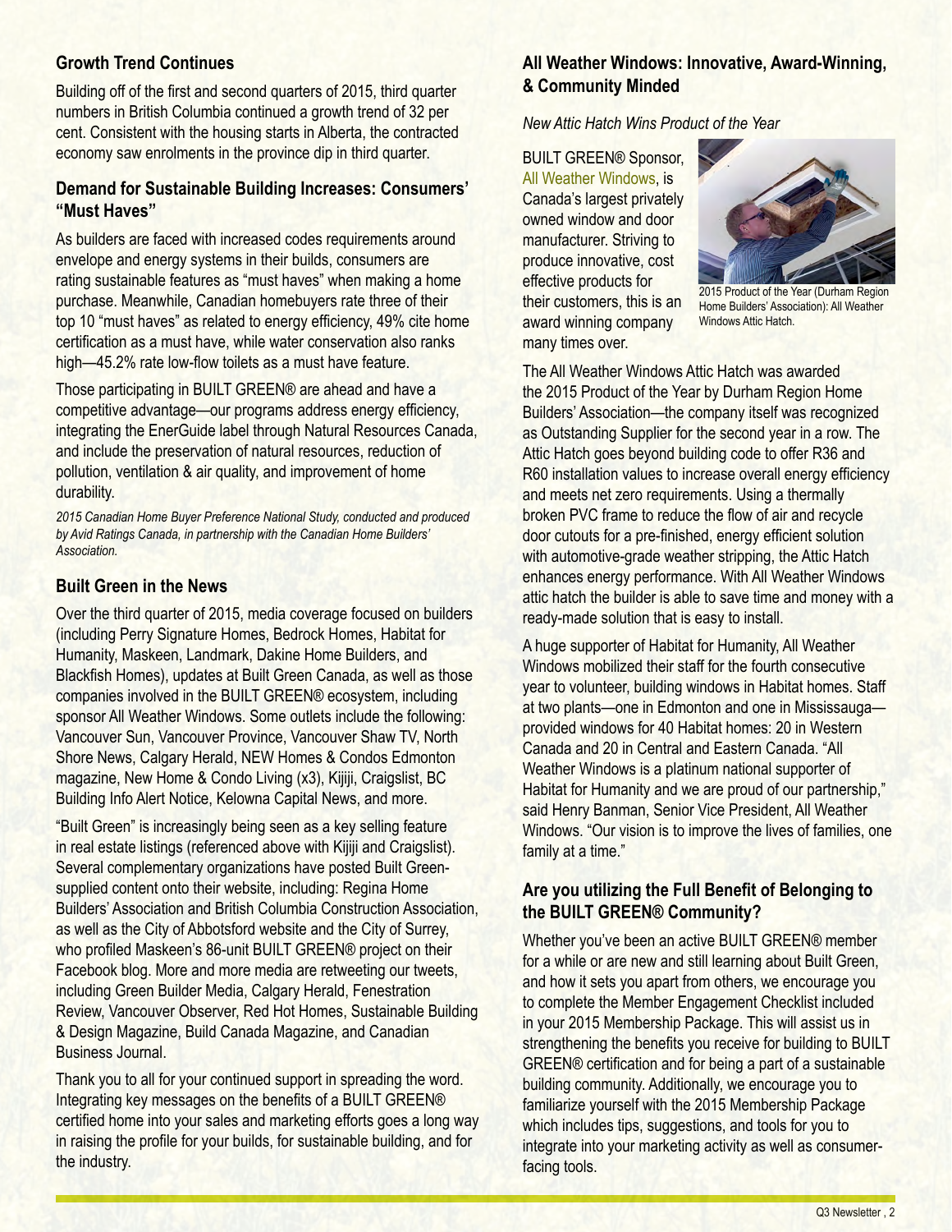### Growth Trend Continues

Building off of the first and second quarters of 2015, third quarter numbers in British Columbia continued a growth trend of 32 per cent. Consistent with the housing starts in Alberta, the contracted economy saw enrolments in the province dip in third quarter.

### Demand for Sustainable Building Increases: Consumers' "Must Haves"

As builders are faced with increased codes requirements around envelope and energy systems in their builds, consumers are rating sustainable features as "must haves" when making a home purchase. Meanwhile, Canadian homebuyers rate three of their top 10 "must haves" as related to energy efficiency, 49% cite home certification as a must have, while water conservation also ranks high—45.2% rate low-flow toilets as a must have feature.

Those participating in BUILT GREEN® are ahead and have a competitive advantage—our programs address energy efficiency, integrating the EnerGuide label through Natural Resources Canada, and include the preservation of natural resources, reduction of pollution, ventilation & air quality, and improvement of home durability.

*2015 Canadian Home Buyer Preference National Study, conducted and produced by Avid Ratings Canada, in partnership with the Canadian Home Builders' Association.*

### Built Green in the News

Over the third quarter of 2015, media coverage focused on builders (including Perry Signature Homes, Bedrock Homes, Habitat for Humanity, Maskeen, Landmark, Dakine Home Builders, and Blackfish Homes), updates at Built Green Canada, as well as those companies involved in the BUILT GREEN® ecosystem, including sponsor All Weather Windows. Some outlets include the following: Vancouver Sun, Vancouver Province, Vancouver Shaw TV, North Shore News, Calgary Herald, NEW Homes & Condos Edmonton magazine, New Home & Condo Living (x3), Kijiji, Craigslist, BC Building Info Alert Notice, Kelowna Capital News, and more.

"Built Green" is increasingly being seen as a key selling feature in real estate listings (referenced above with Kijiji and Craigslist). Several complementary organizations have posted Built Green-supplied content onto their website, including: Regina Home Builders' Association and British Columbia Construction Association, as well as the City of Abbotsford website and the City of Surrey, who profiled Maskeen's 86-unit BUILT GREEN® project on their Facebook blog. More and more media are retweeting our tweets, including Green Builder Media, Calgary Herald, Fenestration Review, Vancouver Observer, Red Hot Homes, Sustainable Building & Design Magazine, Build Canada Magazine, and Canadian Business Journal.

Thank you to all for your continued support in spreading the word. Integrating key messages on the benefits of a BUILT GREEN® certified home into your sales and marketing efforts goes a long way in raising the profile for your builds, for sustainable building, and for the industry.

### All Weather Windows: Innovative, Award-Winning, & Community Minded

*New Attic Hatch Wins Product of the Year*

BUILT GREEN® Sponsor, All Weather Windows, is Canada's largest privately owned window and door manufacturer. Striving to produce innovative, cost effective products for their customers, this is an award winning company many times over.

2015 Product of the Year (Durham Region Home Builders' Association): All Weather Windows Attic Hatch.

The All Weather Windows Attic Hatch was awarded the 2015 Product of the Year by Durham Region Home Builders' Association—the company itself was recognized as Outstanding Supplier for the second year in a row. The Attic Hatch goes beyond building code to offer R36 and R60 installation values to increase overall energy efficiency and meets net zero requirements. Using a thermally broken PVC frame to reduce the flow of air and recycle door cutouts for a pre-finished, energy efficient solution with automotive-grade weather stripping, the Attic Hatch enhances energy performance. With All Weather Windows attic hatch the builder is able to save time and money with a ready-made solution that is easy to install.

A huge supporter of Habitat for Humanity, All Weather Windows mobilized their staff for the fourth consecutive year to volunteer, building windows in Habitat homes. Staff at two plants—one in Edmonton and one in Mississauga—provided windows for 40 Habitat homes: 20 in Western Canada and 20 in Central and Eastern Canada. "All Weather Windows is a platinum national supporter of Habitat for Humanity and we are proud of our partnership," said Henry Banman, Senior Vice President, All Weather Windows. "Our vision is to improve the lives of families, one family at a time."

### Are you utilizing the Full Benefit of Belonging to the BUILT GREEN® Community?

Whether you've been an active BUILT GREEN® member for a while or are new and still learning about Built Green, and how it sets you apart from others, we encourage you to complete the Member Engagement Checklist included in your 2015 Membership Package. This will assist us in strengthening the benefits you receive for building to BUILT GREEN® certification and for being a part of a sustainable building community. Additionally, we encourage you to familiarize yourself with the 2015 Membership Package which includes tips, suggestions, and tools for you to integrate into your marketing activity as well as consumer-facing tools.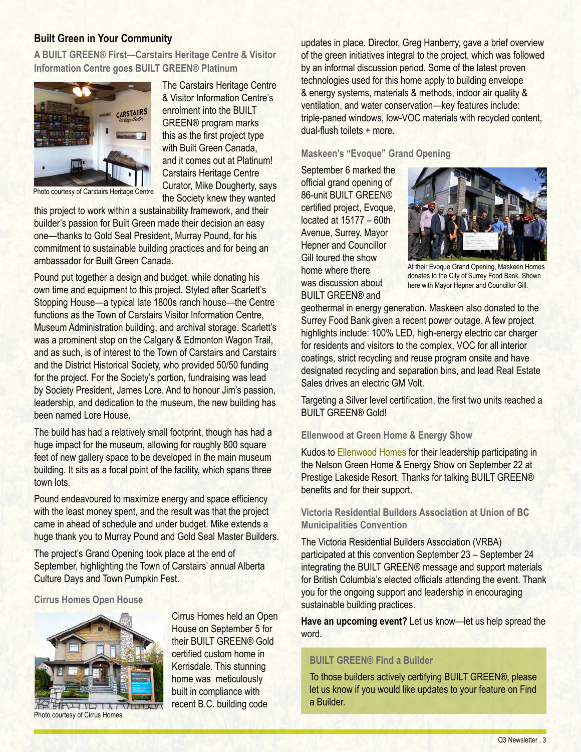## Built Green in Your Community

### A BUILT GREEN® First—Carstairs Heritage Centre & Visitor Information Centre goes BUILT GREEN® Platinum

Photo courtesy of Carstairs Heritage Centre

The Carstairs Heritage Centre & Visitor Information Centre's enrolment into the BUILT GREEN® program marks this as the first project type with Built Green Canada, and it comes out at Platinum! Carstairs Heritage Centre Curator, Mike Dougherty, says the Society knew they wanted this project to work within a sustainability framework, and their builder's passion for Built Green made their decision an easy one—thanks to Gold Seal President, Murray Pound, for his commitment to sustainable building practices and for being an ambassador for Built Green Canada.

Pound put together a design and budget, while donating his own time and equipment to this project. Styled after Scarlett's Stopping House—a typical late 1800s ranch house—the Centre functions as the Town of Carstairs Visitor Information Centre, Museum Administration building, and archival storage. Scarlett's was a prominent stop on the Calgary & Edmonton Wagon Trail, and as such, is of interest to the Town of Carstairs and Carstairs and the District Historical Society, who provided 50/50 funding for the project. For the Society's portion, fundraising was lead by Society President, James Lore. And to honour Jim's passion, leadership, and dedication to the museum, the new building has been named Lore House.

The build has had a relatively small footprint, though has had a huge impact for the museum, allowing for roughly 800 square feet of new gallery space to be developed in the main museum building. It sits as a focal point of the facility, which spans three town lots.

Pound endeavoured to maximize energy and space efficiency with the least money spent, and the result was that the project came in ahead of schedule and under budget. Mike extends a huge thank you to Murray Pound and Gold Seal Master Builders.

The project's Grand Opening took place at the end of September, highlighting the Town of Carstairs' annual Alberta Culture Days and Town Pumpkin Fest.

### Cirrus Homes Open House

Photo courtesy of Cirrus Homes

Cirrus Homes held an Open House on September 5 for their BUILT GREEN® Gold certified custom home in Kerrisdale. This stunning home was meticulously built in compliance with recent B.C. building code updates in place. Director, Greg Hanberry, gave a brief overview of the green initiatives integral to the project, which was followed by an informal discussion period. Some of the latest proven technologies used for this home apply to building envelope & energy systems, materials & methods, indoor air quality & ventilation, and water conservation—key features include: triple-paned windows, low-VOC materials with recycled content, dual-flush toilets + more.

### Maskeen's "Evoque" Grand Opening

September 6 marked the official grand opening of 86-unit BUILT GREEN® certified project, Evoque, located at 15177 – 60th Avenue, Surrey. Mayor Hepner and Councillor Gill toured the show home where there was discussion about BUILT GREEN® and geothermal in energy generation. Maskeen also donated to the Surrey Food Bank given a recent power outage. A few project highlights include: 100% LED, high-energy electric car charger for residents and visitors to the complex, VOC for all interior coatings, strict recycling and reuse program onsite and have designated recycling and separation bins, and lead Real Estate Sales drives an electric GM Volt.

At their Evoque Grand Opening, Maskeen Homes donates to the City of Surrey Food Bank. Shown here with Mayor Hepner and Councillor Gill.

Targeting a Silver level certification, the first two units reached a BUILT GREEN® Gold!

### Ellenwood at Green Home & Energy Show

Kudos to Ellenwood Homes for their leadership participating in the Nelson Green Home & Energy Show on September 22 at Prestige Lakeside Resort. Thanks for talking BUILT GREEN® benefits and for their support.

### Victoria Residential Builders Association at Union of BC Municipalities Convention

The Victoria Residential Builders Association (VRBA) participated at this convention September 23 – September 24 integrating the BUILT GREEN® message and support materials for British Columbia's elected officials attending the event. Thank you for the ongoing support and leadership in encouraging sustainable building practices.

**Have an upcoming event?** Let us know—let us help spread the word.

### BUILT GREEN® Find a Builder

To those builders actively certifying BUILT GREEN®, please let us know if you would like updates to your feature on Find a Builder.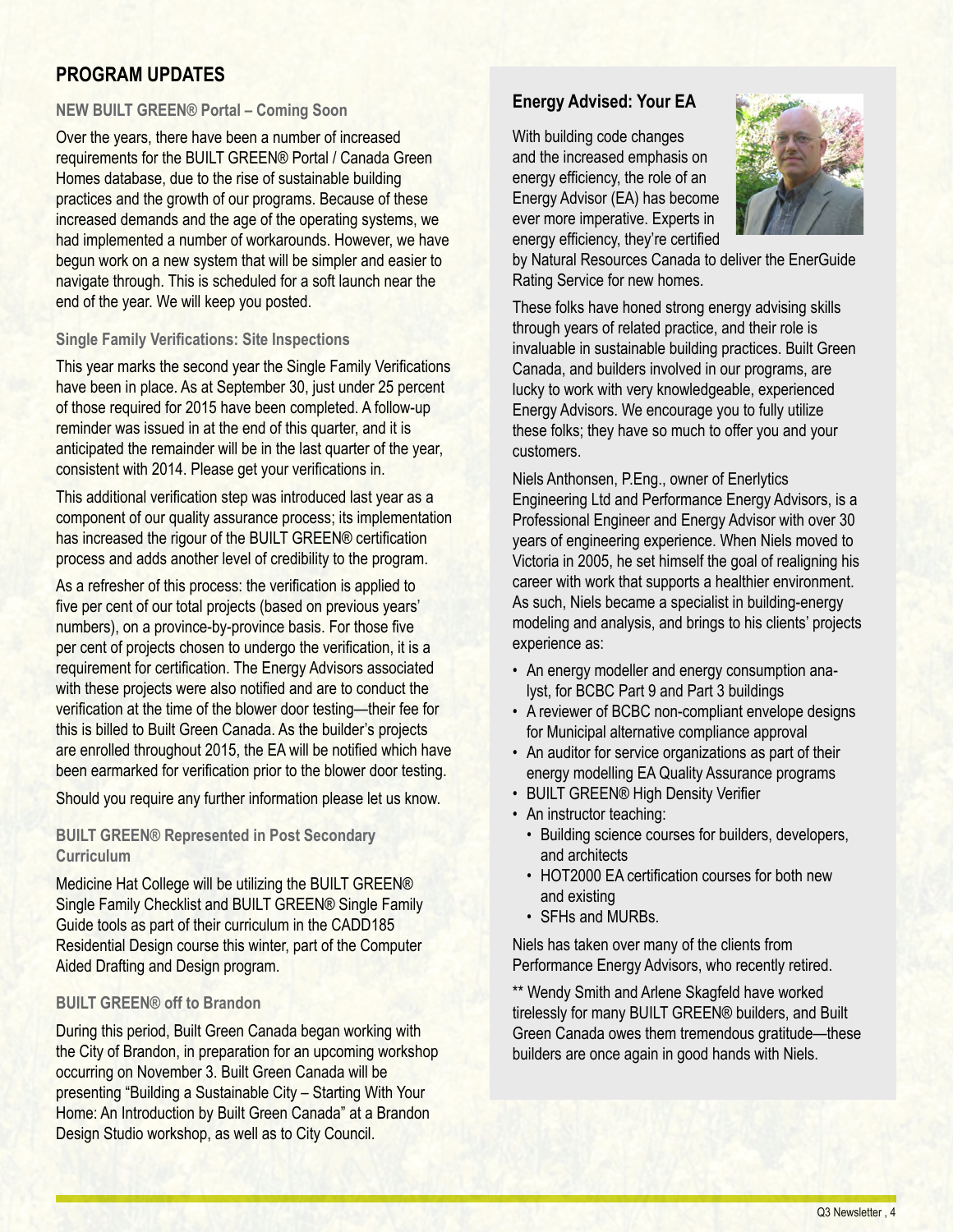## PROGRAM UPDATES

### NEW BUILT GREEN® Portal – Coming Soon

Over the years, there have been a number of increased requirements for the BUILT GREEN® Portal / Canada Green Homes database, due to the rise of sustainable building practices and the growth of our programs. Because of these increased demands and the age of the operating systems, we had implemented a number of workarounds. However, we have begun work on a new system that will be simpler and easier to navigate through. This is scheduled for a soft launch near the end of the year. We will keep you posted.

### Single Family Verifications: Site Inspections

This year marks the second year the Single Family Verifications have been in place. As at September 30, just under 25 percent of those required for 2015 have been completed. A follow-up reminder was issued in at the end of this quarter, and it is anticipated the remainder will be in the last quarter of the year, consistent with 2014. Please get your verifications in.

This additional verification step was introduced last year as a component of our quality assurance process; its implementation has increased the rigour of the BUILT GREEN® certification process and adds another level of credibility to the program.

As a refresher of this process: the verification is applied to five per cent of our total projects (based on previous years' numbers), on a province-by-province basis. For those five per cent of projects chosen to undergo the verification, it is a requirement for certification. The Energy Advisors associated with these projects were also notified and are to conduct the verification at the time of the blower door testing—their fee for this is billed to Built Green Canada. As the builder's projects are enrolled throughout 2015, the EA will be notified which have been earmarked for verification prior to the blower door testing.

Should you require any further information please let us know.

### BUILT GREEN® Represented in Post Secondary Curriculum

Medicine Hat College will be utilizing the BUILT GREEN® Single Family Checklist and BUILT GREEN® Single Family Guide tools as part of their curriculum in the CADD185 Residential Design course this winter, part of the Computer Aided Drafting and Design program.

### BUILT GREEN® off to Brandon

During this period, Built Green Canada began working with the City of Brandon, in preparation for an upcoming workshop occurring on November 3. Built Green Canada will be presenting "Building a Sustainable City – Starting With Your Home: An Introduction by Built Green Canada" at a Brandon Design Studio workshop, as well as to City Council.

### Energy Advised: Your EA

With building code changes and the increased emphasis on energy efficiency, the role of an Energy Advisor (EA) has become ever more imperative. Experts in energy efficiency, they're certified by Natural Resources Canada to deliver the EnerGuide Rating Service for new homes.

These folks have honed strong energy advising skills through years of related practice, and their role is invaluable in sustainable building practices. Built Green Canada, and builders involved in our programs, are lucky to work with very knowledgeable, experienced Energy Advisors. We encourage you to fully utilize these folks; they have so much to offer you and your customers.

Niels Anthonsen, P.Eng., owner of Enerlytics Engineering Ltd and Performance Energy Advisors, is a Professional Engineer and Energy Advisor with over 30 years of engineering experience. When Niels moved to Victoria in 2005, he set himself the goal of realigning his career with work that supports a healthier environment. As such, Niels became a specialist in building-energy modeling and analysis, and brings to his clients' projects experience as:

- An energy modeller and energy consumption analyst, for BCBC Part 9 and Part 3 buildings
- A reviewer of BCBC non-compliant envelope designs for Municipal alternative compliance approval
- An auditor for service organizations as part of their energy modelling EA Quality Assurance programs
- BUILT GREEN® High Density Verifier
- An instructor teaching:
  - Building science courses for builders, developers, and architects
  - HOT2000 EA certification courses for both new and existing
  - SFHs and MURBs.

Niels has taken over many of the clients from Performance Energy Advisors, who recently retired.

** Wendy Smith and Arlene Skagfeld have worked tirelessly for many BUILT GREEN® builders, and Built Green Canada owes them tremendous gratitude—these builders are once again in good hands with Niels.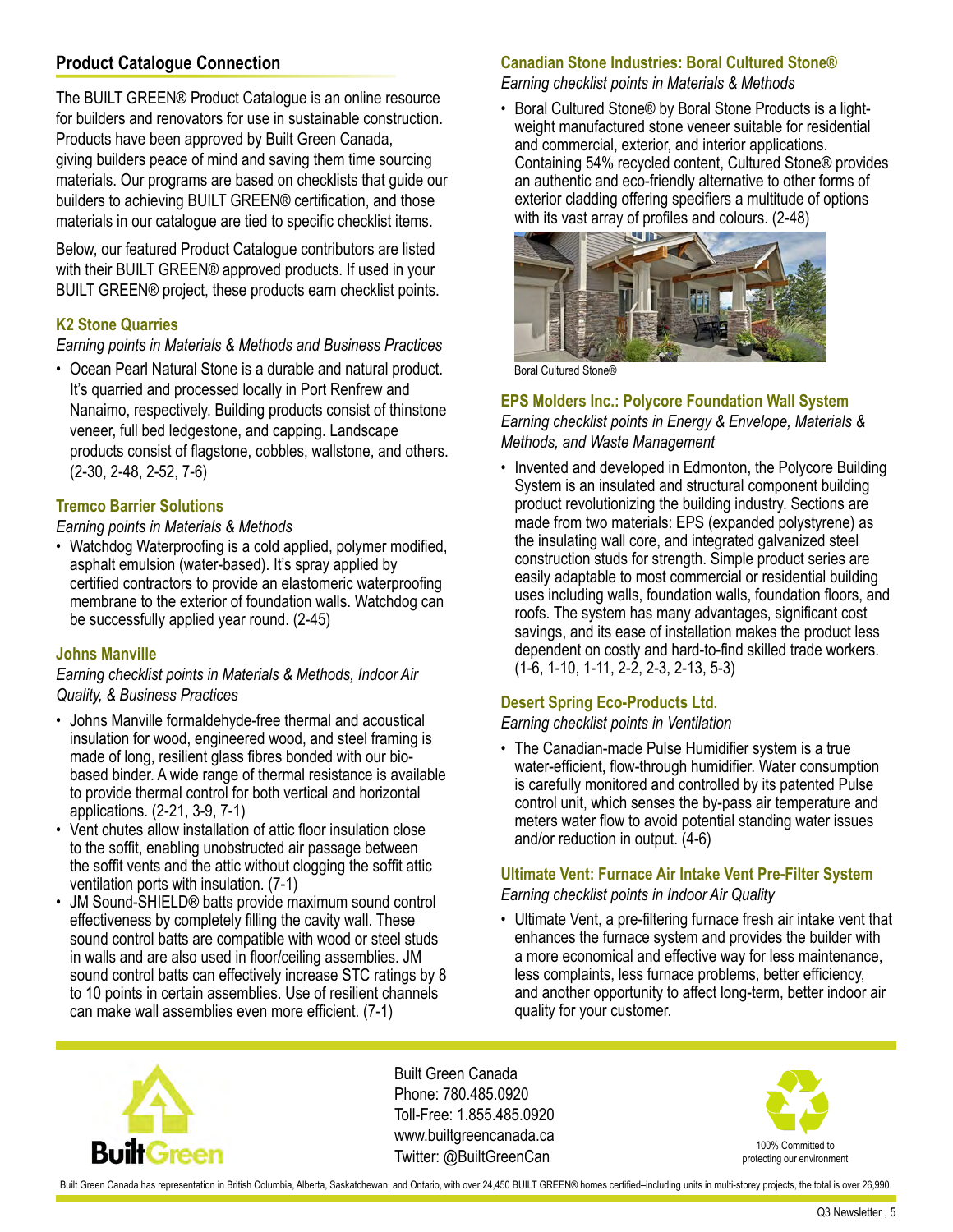## Product Catalogue Connection

The BUILT GREEN® Product Catalogue is an online resource for builders and renovators for use in sustainable construction. Products have been approved by Built Green Canada, giving builders peace of mind and saving them time sourcing materials. Our programs are based on checklists that guide our builders to achieving BUILT GREEN® certification, and those materials in our catalogue are tied to specific checklist items.

Below, our featured Product Catalogue contributors are listed with their BUILT GREEN® approved products. If used in your BUILT GREEN® project, these products earn checklist points.

### K2 Stone Quarries

*Earning points in Materials & Methods and Business Practices*

- Ocean Pearl Natural Stone is a durable and natural product. It's quarried and processed locally in Port Renfrew and Nanaimo, respectively. Building products consist of thinstone veneer, full bed ledgestone, and capping. Landscape products consist of flagstone, cobbles, wallstone, and others. (2-30, 2-48, 2-52, 7-6)

### Tremco Barrier Solutions

*Earning points in Materials & Methods*

- Watchdog Waterproofing is a cold applied, polymer modified, asphalt emulsion (water-based). It's spray applied by certified contractors to provide an elastomeric waterproofing membrane to the exterior of foundation walls. Watchdog can be successfully applied year round. (2-45)

### Johns Manville

*Earning checklist points in Materials & Methods, Indoor Air Quality, & Business Practices*

- Johns Manville formaldehyde-free thermal and acoustical insulation for wood, engineered wood, and steel framing is made of long, resilient glass fibres bonded with our bio-based binder. A wide range of thermal resistance is available to provide thermal control for both vertical and horizontal applications. (2-21, 3-9, 7-1)
- Vent chutes allow installation of attic floor insulation close to the soffit, enabling unobstructed air passage between the soffit vents and the attic without clogging the soffit attic ventilation ports with insulation. (7-1)
- JM Sound-SHIELD® batts provide maximum sound control effectiveness by completely filling the cavity wall. These sound control batts are compatible with wood or steel studs in walls and are also used in floor/ceiling assemblies. JM sound control batts can effectively increase STC ratings by 8 to 10 points in certain assemblies. Use of resilient channels can make wall assemblies even more efficient. (7-1)

### Canadian Stone Industries: Boral Cultured Stone®

*Earning checklist points in Materials & Methods*

- Boral Cultured Stone® by Boral Stone Products is a light-weight manufactured stone veneer suitable for residential and commercial, exterior, and interior applications. Containing 54% recycled content, Cultured Stone® provides an authentic and eco-friendly alternative to other forms of exterior cladding offering specifiers a multitude of options with its vast array of profiles and colours. (2-48)

Boral Cultured Stone®

### EPS Molders Inc.: Polycore Foundation Wall System

*Earning checklist points in Energy & Envelope, Materials & Methods, and Waste Management*

- Invented and developed in Edmonton, the Polycore Building System is an insulated and structural component building product revolutionizing the building industry. Sections are made from two materials: EPS (expanded polystyrene) as the insulating wall core, and integrated galvanized steel construction studs for strength. Simple product series are easily adaptable to most commercial or residential building uses including walls, foundation walls, foundation floors, and roofs. The system has many advantages, significant cost savings, and its ease of installation makes the product less dependent on costly and hard-to-find skilled trade workers. (1-6, 1-10, 1-11, 2-2, 2-3, 2-13, 5-3)

### Desert Spring Eco-Products Ltd.

*Earning checklist points in Ventilation*

- The Canadian-made Pulse Humidifier system is a true water-efficient, flow-through humidifier. Water consumption is carefully monitored and controlled by its patented Pulse control unit, which senses the by-pass air temperature and meters water flow to avoid potential standing water issues and/or reduction in output. (4-6)

### Ultimate Vent: Furnace Air Intake Vent Pre-Filter System

*Earning checklist points in Indoor Air Quality*

- Ultimate Vent, a pre-filtering furnace fresh air intake vent that enhances the furnace system and provides the builder with a more economical and effective way for less maintenance, less complaints, less furnace problems, better efficiency, and another opportunity to affect long-term, better indoor air quality for your customer.

Built Green Canada
Phone: 780.485.0920
Toll-Free: 1.855.485.0920
www.builtgreencanada.ca
Twitter: @BuiltGreenCan

100% Committed to protecting our environment

Built Green Canada has representation in British Columbia, Alberta, Saskatchewan, and Ontario, with over 24,450 BUILT GREEN® homes certified–including units in multi-storey projects, the total is over 26,990.